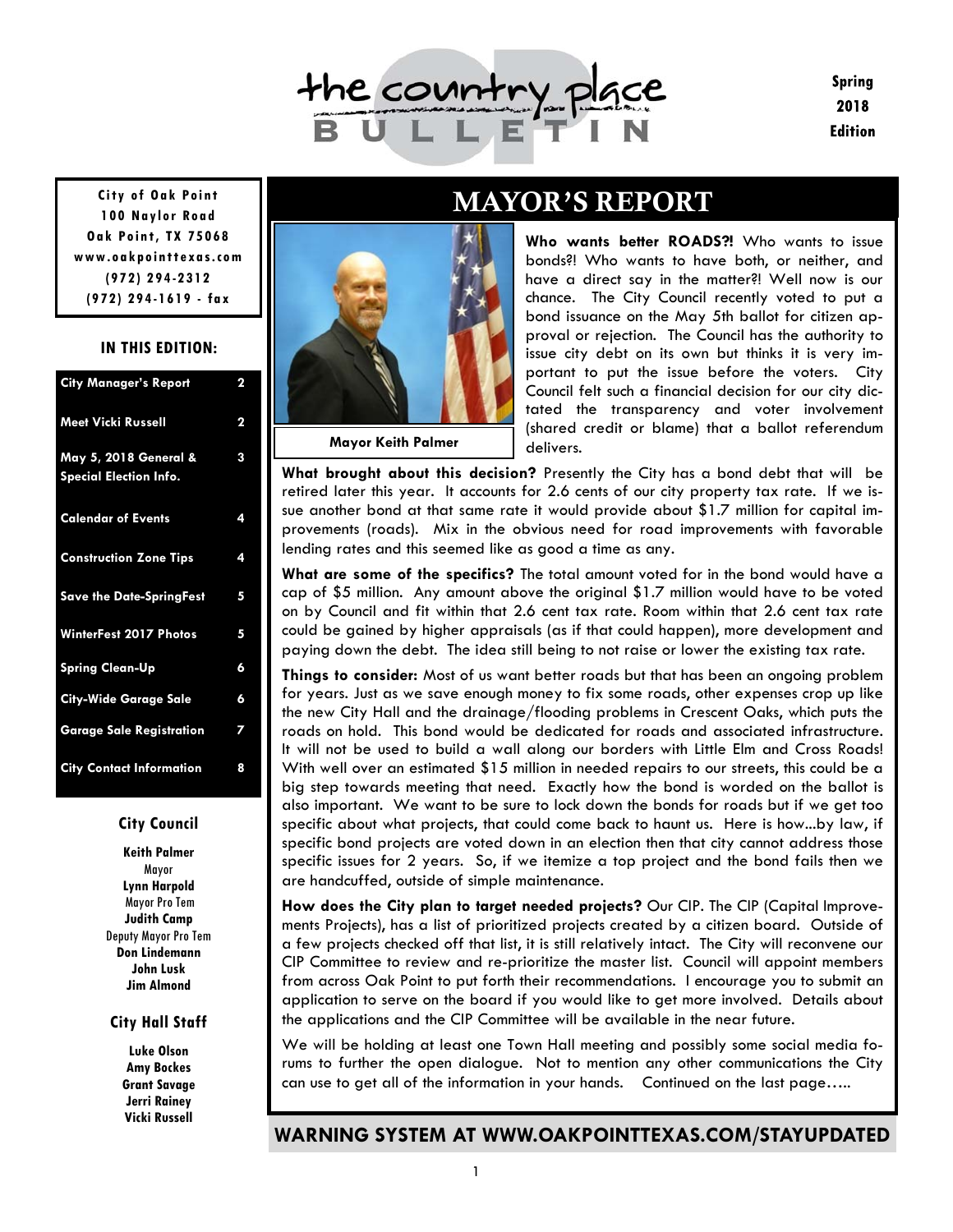# the country place BULLETIN

**Spring 2018 Edition**

**City of Oak Point**
**100 Naylor Road**
**Oak Point, TX 75068**
**www.oakpointtexas.com**
**(972) 294-2312**
**(972) 294-1619 - fax**

### IN THIS EDITION:

| | |
|---|---|
| City Manager's Report | 2 |
| Meet Vicki Russell | 2 |
| May 5, 2018 General & Special Election Info. | 3 |
| Calendar of Events | 4 |
| Construction Zone Tips | 4 |
| Save the Date-SpringFest | 5 |
| WinterFest 2017 Photos | 5 |
| Spring Clean-Up | 6 |
| City-Wide Garage Sale | 6 |
| Garage Sale Registration | 7 |
| City Contact Information | 8 |

### City Council

**Keith Palmer**
Mayor
**Lynn Harpold**
Mayor Pro Tem
**Judith Camp**
Deputy Mayor Pro Tem
**Don Lindemann**
**John Lusk**
**Jim Almond**

### City Hall Staff

**Luke Olson**
**Amy Bockes**
**Grant Savage**
**Jerri Rainey**
**Vicki Russell**

## MAYOR'S REPORT

**Mayor Keith Palmer**

**Who wants better ROADS?!** Who wants to issue bonds?! Who wants to have both, or neither, and have a direct say in the matter?! Well now is our chance. The City Council recently voted to put a bond issuance on the May 5th ballot for citizen approval or rejection. The Council has the authority to issue city debt on its own but thinks it is very important to put the issue before the voters. City Council felt such a financial decision for our city dictated the transparency and voter involvement (shared credit or blame) that a ballot referendum delivers.

**What brought about this decision?** Presently the City has a bond debt that will be retired later this year. It accounts for 2.6 cents of our city property tax rate. If we issue another bond at that same rate it would provide about $1.7 million for capital improvements (roads). Mix in the obvious need for road improvements with favorable lending rates and this seemed like as good a time as any.

**What are some of the specifics?** The total amount voted for in the bond would have a cap of $5 million. Any amount above the original $1.7 million would have to be voted on by Council and fit within that 2.6 cent tax rate. Room within that 2.6 cent tax rate could be gained by higher appraisals (as if that could happen), more development and paying down the debt. The idea still being to not raise or lower the existing tax rate.

**Things to consider:** Most of us want better roads but that has been an ongoing problem for years. Just as we save enough money to fix some roads, other expenses crop up like the new City Hall and the drainage/flooding problems in Crescent Oaks, which puts the roads on hold. This bond would be dedicated for roads and associated infrastructure. It will not be used to build a wall along our borders with Little Elm and Cross Roads! With well over an estimated $15 million in needed repairs to our streets, this could be a big step towards meeting that need. Exactly how the bond is worded on the ballot is also important. We want to be sure to lock down the bonds for roads but if we get too specific about what projects, that could come back to haunt us. Here is how...by law, if specific bond projects are voted down in an election then that city cannot address those specific issues for 2 years. So, if we itemize a top project and the bond fails then we are handcuffed, outside of simple maintenance.

**How does the City plan to target needed projects?** Our CIP. The CIP (Capital Improvements Projects), has a list of prioritized projects created by a citizen board. Outside of a few projects checked off that list, it is still relatively intact. The City will reconvene our CIP Committee to review and re-prioritize the master list. Council will appoint members from across Oak Point to put forth their recommendations. I encourage you to submit an application to serve on the board if you would like to get more involved. Details about the applications and the CIP Committee will be available in the near future.

We will be holding at least one Town Hall meeting and possibly some social media forums to further the open dialogue. Not to mention any other communications the City can use to get all of the information in your hands. Continued on the last page…..

**WARNING SYSTEM AT WWW.OAKPOINTTEXAS.COM/STAYUPDATED**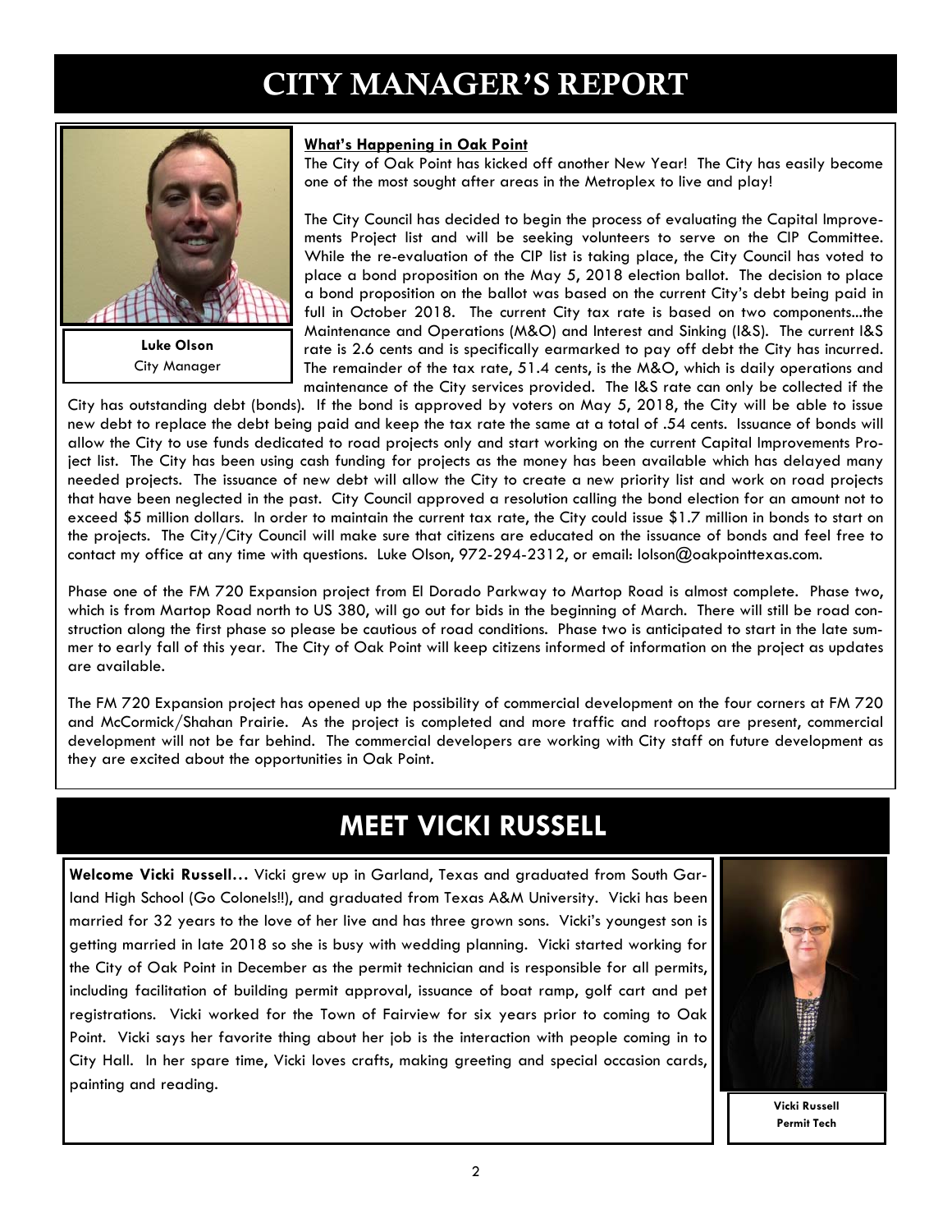# CITY MANAGER'S REPORT

**Luke Olson**
City Manager

**What's Happening in Oak Point**

The City of Oak Point has kicked off another New Year! The City has easily become one of the most sought after areas in the Metroplex to live and play!

The City Council has decided to begin the process of evaluating the Capital Improvements Project list and will be seeking volunteers to serve on the CIP Committee. While the re-evaluation of the CIP list is taking place, the City Council has voted to place a bond proposition on the May 5, 2018 election ballot. The decision to place a bond proposition on the ballot was based on the current City's debt being paid in full in October 2018. The current City tax rate is based on two components...the Maintenance and Operations (M&O) and Interest and Sinking (I&S). The current I&S rate is 2.6 cents and is specifically earmarked to pay off debt the City has incurred. The remainder of the tax rate, 51.4 cents, is the M&O, which is daily operations and maintenance of the City services provided. The I&S rate can only be collected if the City has outstanding debt (bonds). If the bond is approved by voters on May 5, 2018, the City will be able to issue new debt to replace the debt being paid and keep the tax rate the same at a total of .54 cents. Issuance of bonds will allow the City to use funds dedicated to road projects only and start working on the current Capital Improvements Project list. The City has been using cash funding for projects as the money has been available which has delayed many needed projects. The issuance of new debt will allow the City to create a new priority list and work on road projects that have been neglected in the past. City Council approved a resolution calling the bond election for an amount not to exceed $5 million dollars. In order to maintain the current tax rate, the City could issue $1.7 million in bonds to start on the projects. The City/City Council will make sure that citizens are educated on the issuance of bonds and feel free to contact my office at any time with questions. Luke Olson, 972-294-2312, or email: lolson@oakpointtexas.com.

Phase one of the FM 720 Expansion project from El Dorado Parkway to Martop Road is almost complete. Phase two, which is from Martop Road north to US 380, will go out for bids in the beginning of March. There will still be road construction along the first phase so please be cautious of road conditions. Phase two is anticipated to start in the late summer to early fall of this year. The City of Oak Point will keep citizens informed of information on the project as updates are available.

The FM 720 Expansion project has opened up the possibility of commercial development on the four corners at FM 720 and McCormick/Shahan Prairie. As the project is completed and more traffic and rooftops are present, commercial development will not be far behind. The commercial developers are working with City staff on future development as they are excited about the opportunities in Oak Point.

# MEET VICKI RUSSELL

**Welcome Vicki Russell…** Vicki grew up in Garland, Texas and graduated from South Garland High School (Go Colonels!!), and graduated from Texas A&M University. Vicki has been married for 32 years to the love of her live and has three grown sons. Vicki's youngest son is getting married in late 2018 so she is busy with wedding planning. Vicki started working for the City of Oak Point in December as the permit technician and is responsible for all permits, including facilitation of building permit approval, issuance of boat ramp, golf cart and pet registrations. Vicki worked for the Town of Fairview for six years prior to coming to Oak Point. Vicki says her favorite thing about her job is the interaction with people coming in to City Hall. In her spare time, Vicki loves crafts, making greeting and special occasion cards, painting and reading.

**Vicki Russell**
**Permit Tech**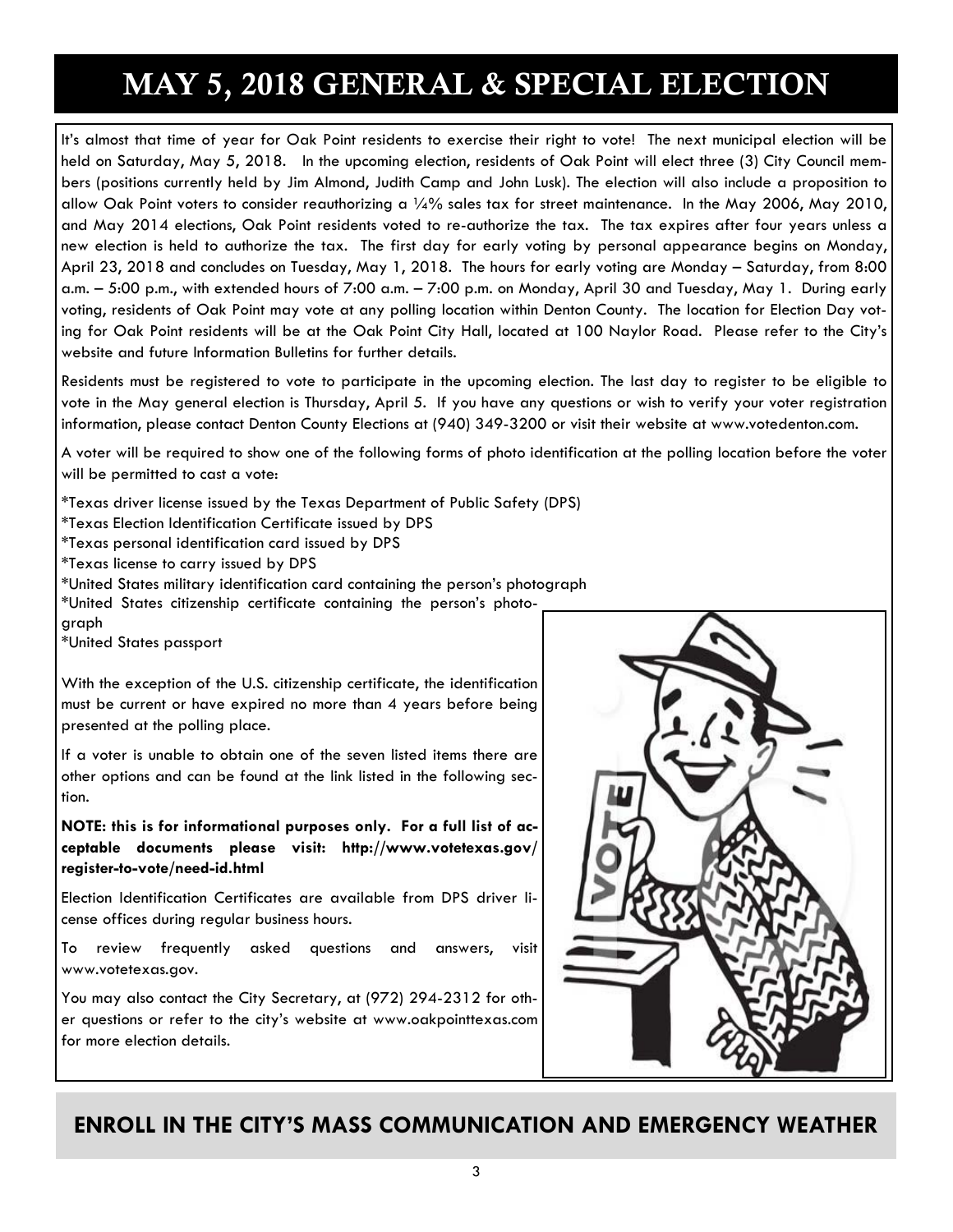# MAY 5, 2018 GENERAL & SPECIAL ELECTION

It's almost that time of year for Oak Point residents to exercise their right to vote! The next municipal election will be held on Saturday, May 5, 2018. In the upcoming election, residents of Oak Point will elect three (3) City Council members (positions currently held by Jim Almond, Judith Camp and John Lusk). The election will also include a proposition to allow Oak Point voters to consider reauthorizing a ¼% sales tax for street maintenance. In the May 2006, May 2010, and May 2014 elections, Oak Point residents voted to re-authorize the tax. The tax expires after four years unless a new election is held to authorize the tax. The first day for early voting by personal appearance begins on Monday, April 23, 2018 and concludes on Tuesday, May 1, 2018. The hours for early voting are Monday – Saturday, from 8:00 a.m. – 5:00 p.m., with extended hours of 7:00 a.m. – 7:00 p.m. on Monday, April 30 and Tuesday, May 1. During early voting, residents of Oak Point may vote at any polling location within Denton County. The location for Election Day voting for Oak Point residents will be at the Oak Point City Hall, located at 100 Naylor Road. Please refer to the City's website and future Information Bulletins for further details.

Residents must be registered to vote to participate in the upcoming election. The last day to register to be eligible to vote in the May general election is Thursday, April 5. If you have any questions or wish to verify your voter registration information, please contact Denton County Elections at (940) 349-3200 or visit their website at www.votedenton.com.

A voter will be required to show one of the following forms of photo identification at the polling location before the voter will be permitted to cast a vote:

*Texas driver license issued by the Texas Department of Public Safety (DPS)
*Texas Election Identification Certificate issued by DPS
*Texas personal identification card issued by DPS
*Texas license to carry issued by DPS
*United States military identification card containing the person's photograph
*United States citizenship certificate containing the person's photograph
*United States passport

With the exception of the U.S. citizenship certificate, the identification must be current or have expired no more than 4 years before being presented at the polling place.

If a voter is unable to obtain one of the seven listed items there are other options and can be found at the link listed in the following section.

**NOTE: this is for informational purposes only. For a full list of acceptable documents please visit: http://www.votetexas.gov/register-to-vote/need-id.html**

Election Identification Certificates are available from DPS driver license offices during regular business hours.

To review frequently asked questions and answers, visit www.votetexas.gov.

You may also contact the City Secretary, at (972) 294-2312 for other questions or refer to the city's website at www.oakpointtexas.com for more election details.

## ENROLL IN THE CITY'S MASS COMMUNICATION AND EMERGENCY WEATHER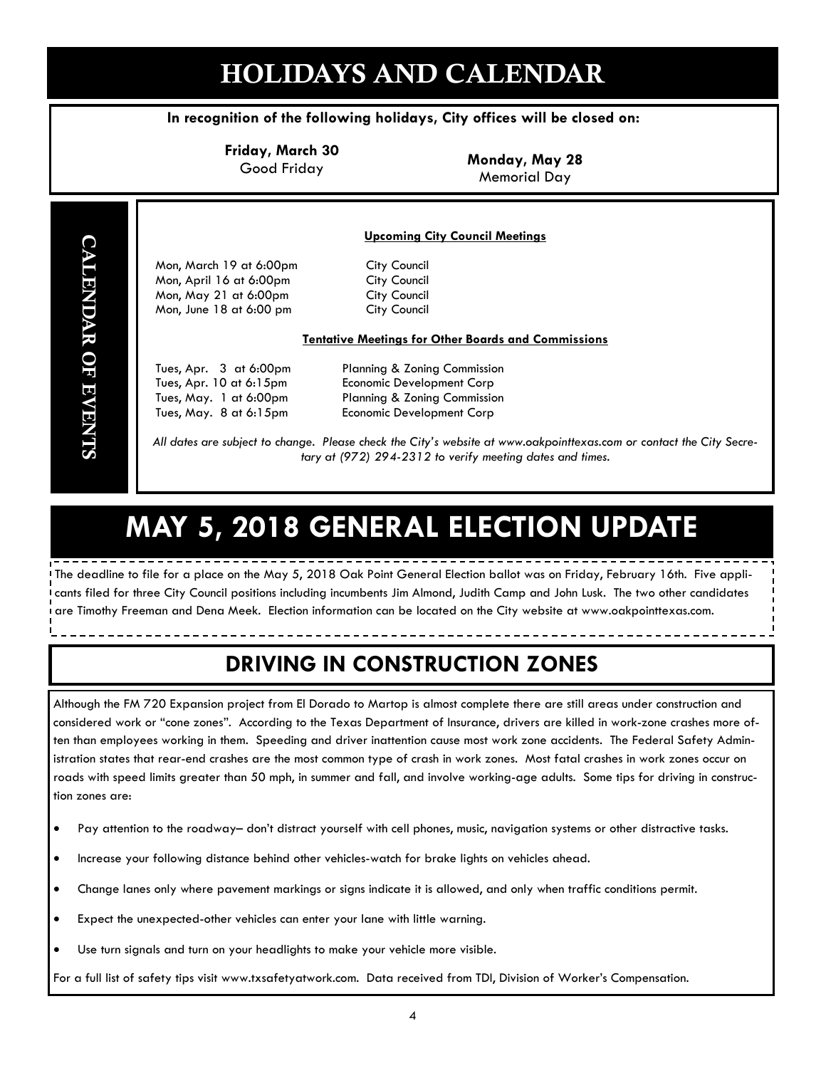# HOLIDAYS AND CALENDAR

**In recognition of the following holidays, City offices will be closed on:**

**Friday, March 30**
Good Friday

**Monday, May 28**
Memorial Day

## CALENDAR OF EVENTS

**Upcoming City Council Meetings**

| | |
|---|---|
| Mon, March 19 at 6:00pm | City Council |
| Mon, April 16 at 6:00pm | City Council |
| Mon, May 21 at 6:00pm | City Council |
| Mon, June 18 at 6:00 pm | City Council |

**Tentative Meetings for Other Boards and Commissions**

| | |
|---|---|
| Tues, Apr. 3 at 6:00pm | Planning & Zoning Commission |
| Tues, Apr. 10 at 6:15pm | Economic Development Corp |
| Tues, May. 1 at 6:00pm | Planning & Zoning Commission |
| Tues, May. 8 at 6:15pm | Economic Development Corp |

*All dates are subject to change. Please check the City's website at www.oakpointtexas.com or contact the City Secretary at (972) 294-2312 to verify meeting dates and times.*

# MAY 5, 2018 GENERAL ELECTION UPDATE

The deadline to file for a place on the May 5, 2018 Oak Point General Election ballot was on Friday, February 16th. Five applicants filed for three City Council positions including incumbents Jim Almond, Judith Camp and John Lusk. The two other candidates are Timothy Freeman and Dena Meek. Election information can be located on the City website at www.oakpointtexas.com.

# DRIVING IN CONSTRUCTION ZONES

Although the FM 720 Expansion project from El Dorado to Martop is almost complete there are still areas under construction and considered work or "cone zones". According to the Texas Department of Insurance, drivers are killed in work-zone crashes more often than employees working in them. Speeding and driver inattention cause most work zone accidents. The Federal Safety Administration states that rear-end crashes are the most common type of crash in work zones. Most fatal crashes in work zones occur on roads with speed limits greater than 50 mph, in summer and fall, and involve working-age adults. Some tips for driving in construction zones are:

- Pay attention to the roadway– don't distract yourself with cell phones, music, navigation systems or other distractive tasks.
- Increase your following distance behind other vehicles-watch for brake lights on vehicles ahead.
- Change lanes only where pavement markings or signs indicate it is allowed, and only when traffic conditions permit.
- Expect the unexpected-other vehicles can enter your lane with little warning.
- Use turn signals and turn on your headlights to make your vehicle more visible.

For a full list of safety tips visit www.txsafetyatwork.com. Data received from TDI, Division of Worker's Compensation.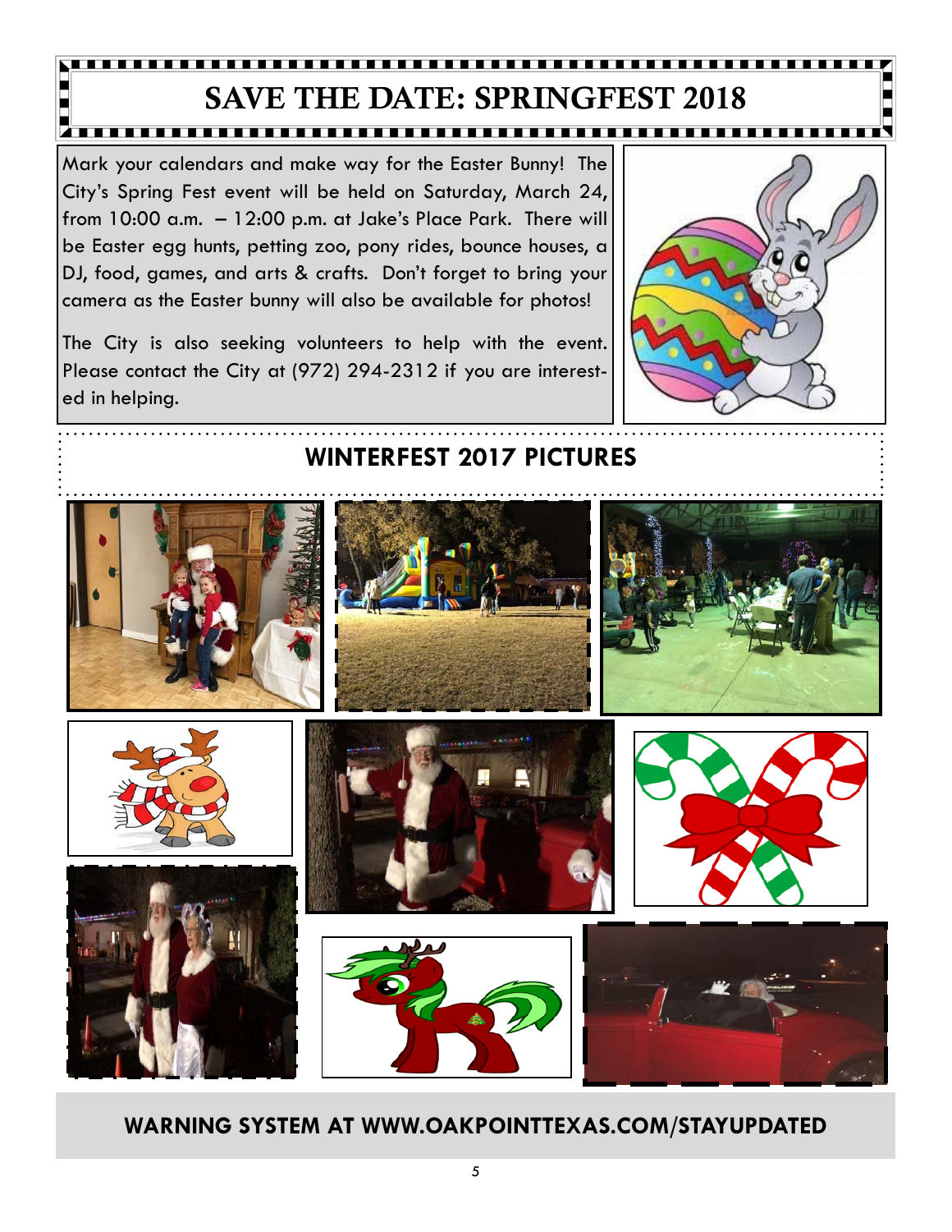# SAVE THE DATE: SPRINGFEST 2018

Mark your calendars and make way for the Easter Bunny! The City's Spring Fest event will be held on Saturday, March 24, from 10:00 a.m. – 12:00 p.m. at Jake's Place Park. There will be Easter egg hunts, petting zoo, pony rides, bounce houses, a DJ, food, games, and arts & crafts. Don't forget to bring your camera as the Easter bunny will also be available for photos!

The City is also seeking volunteers to help with the event. Please contact the City at (972) 294-2312 if you are interested in helping.

## WINTERFEST 2017 PICTURES

**WARNING SYSTEM AT WWW.OAKPOINTTEXAS.COM/STAYUPDATED**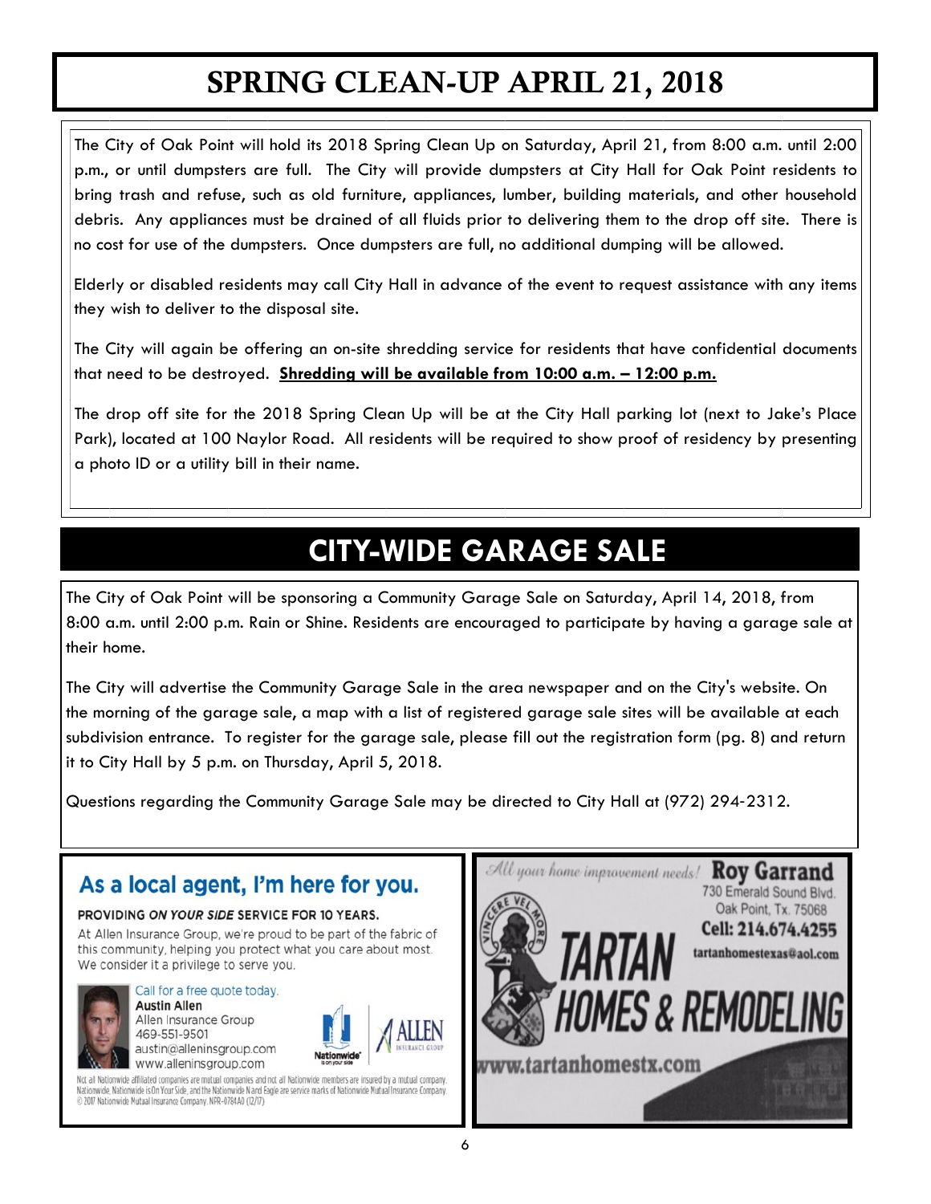# SPRING CLEAN-UP APRIL 21, 2018

The City of Oak Point will hold its 2018 Spring Clean Up on Saturday, April 21, from 8:00 a.m. until 2:00 p.m., or until dumpsters are full. The City will provide dumpsters at City Hall for Oak Point residents to bring trash and refuse, such as old furniture, appliances, lumber, building materials, and other household debris. Any appliances must be drained of all fluids prior to delivering them to the drop off site. There is no cost for use of the dumpsters. Once dumpsters are full, no additional dumping will be allowed.

Elderly or disabled residents may call City Hall in advance of the event to request assistance with any items they wish to deliver to the disposal site.

The City will again be offering an on-site shredding service for residents that have confidential documents that need to be destroyed. **Shredding will be available from 10:00 a.m. – 12:00 p.m.**

The drop off site for the 2018 Spring Clean Up will be at the City Hall parking lot (next to Jake's Place Park), located at 100 Naylor Road. All residents will be required to show proof of residency by presenting a photo ID or a utility bill in their name.

# CITY-WIDE GARAGE SALE

The City of Oak Point will be sponsoring a Community Garage Sale on Saturday, April 14, 2018, from 8:00 a.m. until 2:00 p.m. Rain or Shine. Residents are encouraged to participate by having a garage sale at their home.

The City will advertise the Community Garage Sale in the area newspaper and on the City's website. On the morning of the garage sale, a map with a list of registered garage sale sites will be available at each subdivision entrance. To register for the garage sale, please fill out the registration form (pg. 8) and return it to City Hall by 5 p.m. on Thursday, April 5, 2018.

Questions regarding the Community Garage Sale may be directed to City Hall at (972) 294-2312.

## As a local agent, I'm here for you.

PROVIDING *ON YOUR SIDE* SERVICE FOR 10 YEARS.

At Allen Insurance Group, we're proud to be part of the fabric of this community, helping you protect what you care about most. We consider it a privilege to serve you.

Call for a free quote today.
**Austin Allen**
Allen Insurance Group
469-551-9501
austin@alleninsgroup.com
www.alleninsgroup.com

Nationwide is on your side | ALLEN INSURANCE GROUP

Not all Nationwide affiliated companies are mutual companies and not all Nationwide members are insured by a mutual company. Nationwide, Nationwide is On Your Side, and the Nationwide N and Eagle are service marks of Nationwide Mutual Insurance Company. © 2017 Nationwide Mutual Insurance Company. NPR-0784A0 (12/17)

*All your home improvement needs!* **Roy Garrand**
730 Emerald Sound Blvd.
Oak Point, Tx. 75068
**Cell: 214.674.4255**
tartanhomestexas@aol.com

**TARTAN HOMES & REMODELING**

www.tartanhomestx.com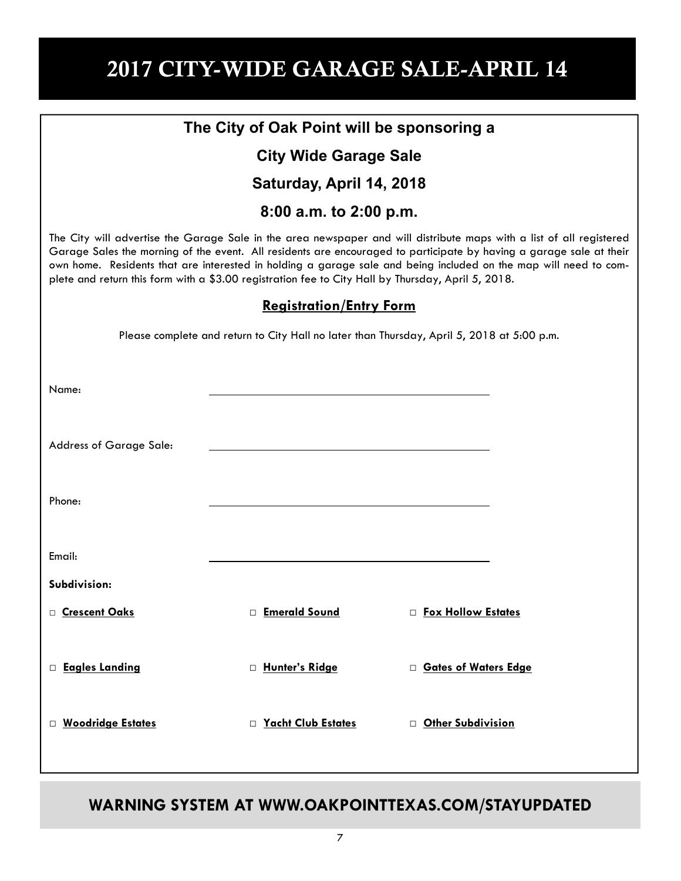# 2017 CITY-WIDE GARAGE SALE-APRIL 14

**The City of Oak Point will be sponsoring a**

**City Wide Garage Sale**

**Saturday, April 14, 2018**

**8:00 a.m. to 2:00 p.m.**

The City will advertise the Garage Sale in the area newspaper and will distribute maps with a list of all registered Garage Sales the morning of the event. All residents are encouraged to participate by having a garage sale at their own home. Residents that are interested in holding a garage sale and being included on the map will need to complete and return this form with a $3.00 registration fee to City Hall by Thursday, April 5, 2018.

## Registration/Entry Form

Please complete and return to City Hall no later than Thursday, April 5, 2018 at 5:00 p.m.

Name: ______________________________

Address of Garage Sale: ______________________________

Phone: ______________________________

Email: ______________________________

**Subdivision:**

| | | |
|---|---|---|
| □ **Crescent Oaks** | □ **Emerald Sound** | □ **Fox Hollow Estates** |
| □ **Eagles Landing** | □ **Hunter's Ridge** | □ **Gates of Waters Edge** |
| □ **Woodridge Estates** | □ **Yacht Club Estates** | □ **Other Subdivision** |

**WARNING SYSTEM AT WWW.OAKPOINTTEXAS.COM/STAYUPDATED**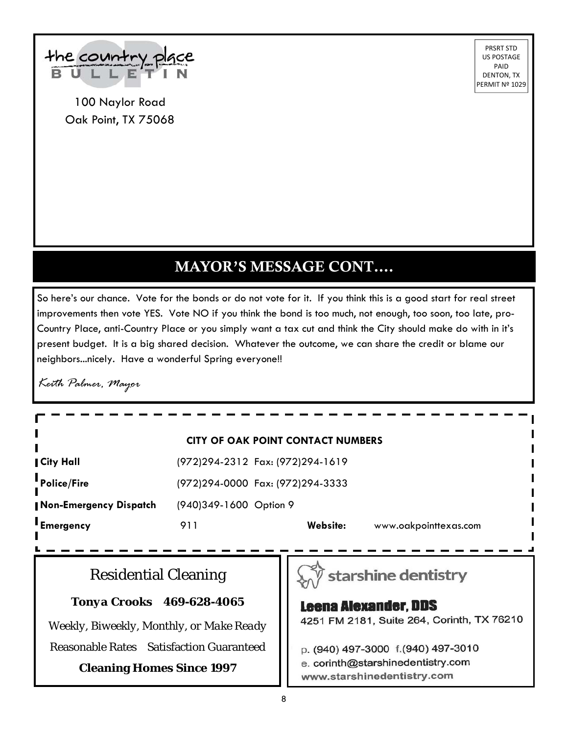the country place
BULLETIN

100 Naylor Road
Oak Point, TX 75068

PRSRT STD
US POSTAGE
PAID
DENTON, TX
PERMIT Nº 1029

## MAYOR'S MESSAGE CONT….

So here's our chance. Vote for the bonds or do not vote for it. If you think this is a good start for real street improvements then vote YES. Vote NO if you think the bond is too much, not enough, too soon, too late, pro-Country Place, anti-Country Place or you simply want a tax cut and think the City should make do with in it's present budget. It is a big shared decision. Whatever the outcome, we can share the credit or blame our neighbors...nicely. Have a wonderful Spring everyone!!

*Keith Palmer, Mayor*

### CITY OF OAK POINT CONTACT NUMBERS

| | | | |
|---|---|---|---|
| **City Hall** | (972)294-2312 Fax: (972)294-1619 | | |
| **Police/Fire** | (972)294-0000 Fax: (972)294-3333 | | |
| **Non-Emergency Dispatch** | (940)349-1600 Option 9 | | |
| **Emergency** | 911 | **Website:** | www.oakpointtexas.com |

Residential Cleaning

**Tonya Crooks 469-628-4065**

*Weekly, Biweekly, Monthly, or Make Ready*

Reasonable Rates Satisfaction Guaranteed

**Cleaning Homes Since 1997**

starshine dentistry

**Leena Alexander, DDS**

4251 FM 2181, Suite 264, Corinth, TX 76210

p. (940) 497-3000 f.(940) 497-3010

e. corinth@starshinedentistry.com

www.starshinedentistry.com